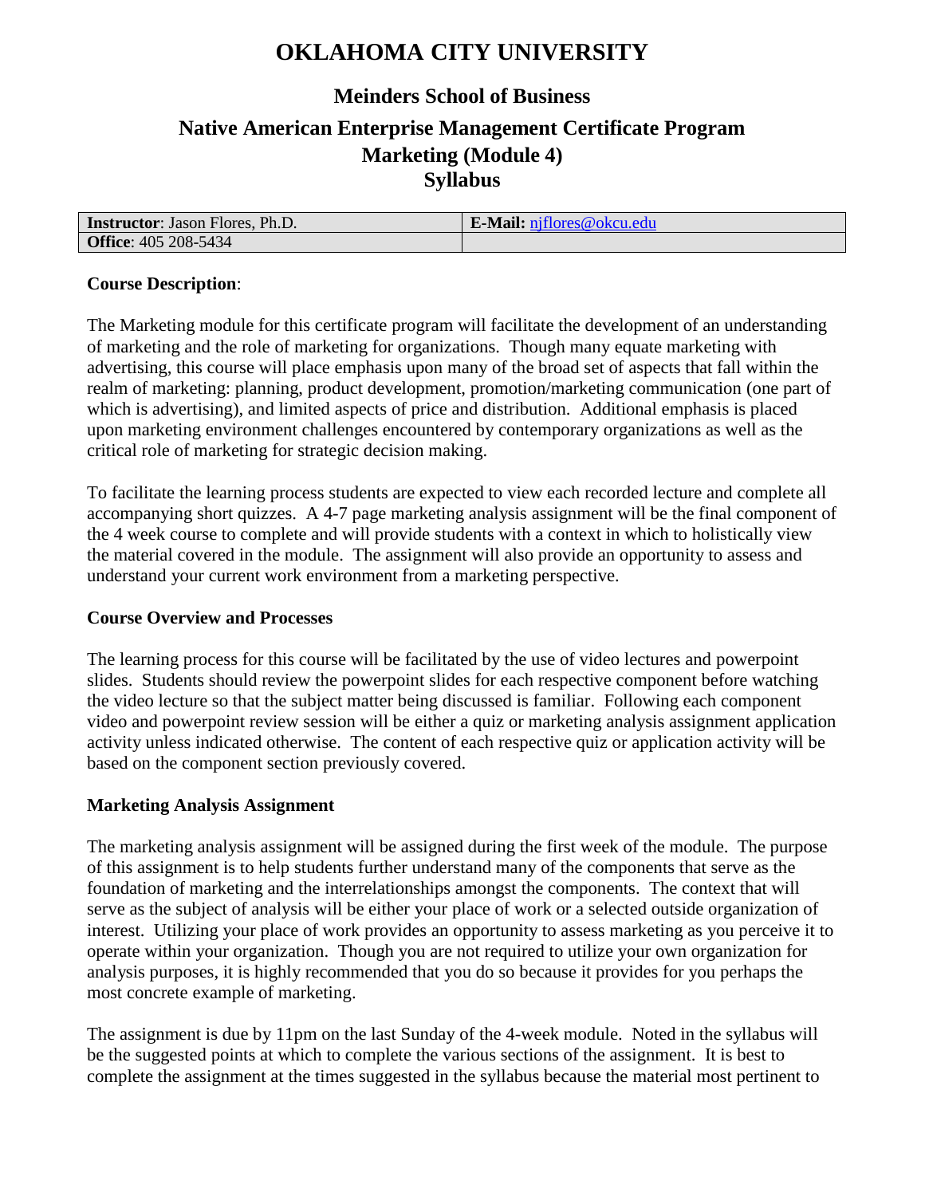# OKLAHOMA CITY UNIVERSITY

## Meinders School of Business

## Native American Enterprise Management Certificate Program
## Marketing (Module 4)
## Syllabus

| **Instructor**: Jason Flores, Ph.D. | **E-Mail:** njflores@okcu.edu |
|---|---|
| **Office**: 405 208-5434 | |

**Course Description**:

The Marketing module for this certificate program will facilitate the development of an understanding of marketing and the role of marketing for organizations. Though many equate marketing with advertising, this course will place emphasis upon many of the broad set of aspects that fall within the realm of marketing: planning, product development, promotion/marketing communication (one part of which is advertising), and limited aspects of price and distribution. Additional emphasis is placed upon marketing environment challenges encountered by contemporary organizations as well as the critical role of marketing for strategic decision making.

To facilitate the learning process students are expected to view each recorded lecture and complete all accompanying short quizzes. A 4-7 page marketing analysis assignment will be the final component of the 4 week course to complete and will provide students with a context in which to holistically view the material covered in the module. The assignment will also provide an opportunity to assess and understand your current work environment from a marketing perspective.

**Course Overview and Processes**

The learning process for this course will be facilitated by the use of video lectures and powerpoint slides. Students should review the powerpoint slides for each respective component before watching the video lecture so that the subject matter being discussed is familiar. Following each component video and powerpoint review session will be either a quiz or marketing analysis assignment application activity unless indicated otherwise. The content of each respective quiz or application activity will be based on the component section previously covered.

**Marketing Analysis Assignment**

The marketing analysis assignment will be assigned during the first week of the module. The purpose of this assignment is to help students further understand many of the components that serve as the foundation of marketing and the interrelationships amongst the components. The context that will serve as the subject of analysis will be either your place of work or a selected outside organization of interest. Utilizing your place of work provides an opportunity to assess marketing as you perceive it to operate within your organization. Though you are not required to utilize your own organization for analysis purposes, it is highly recommended that you do so because it provides for you perhaps the most concrete example of marketing.

The assignment is due by 11pm on the last Sunday of the 4-week module. Noted in the syllabus will be the suggested points at which to complete the various sections of the assignment. It is best to complete the assignment at the times suggested in the syllabus because the material most pertinent to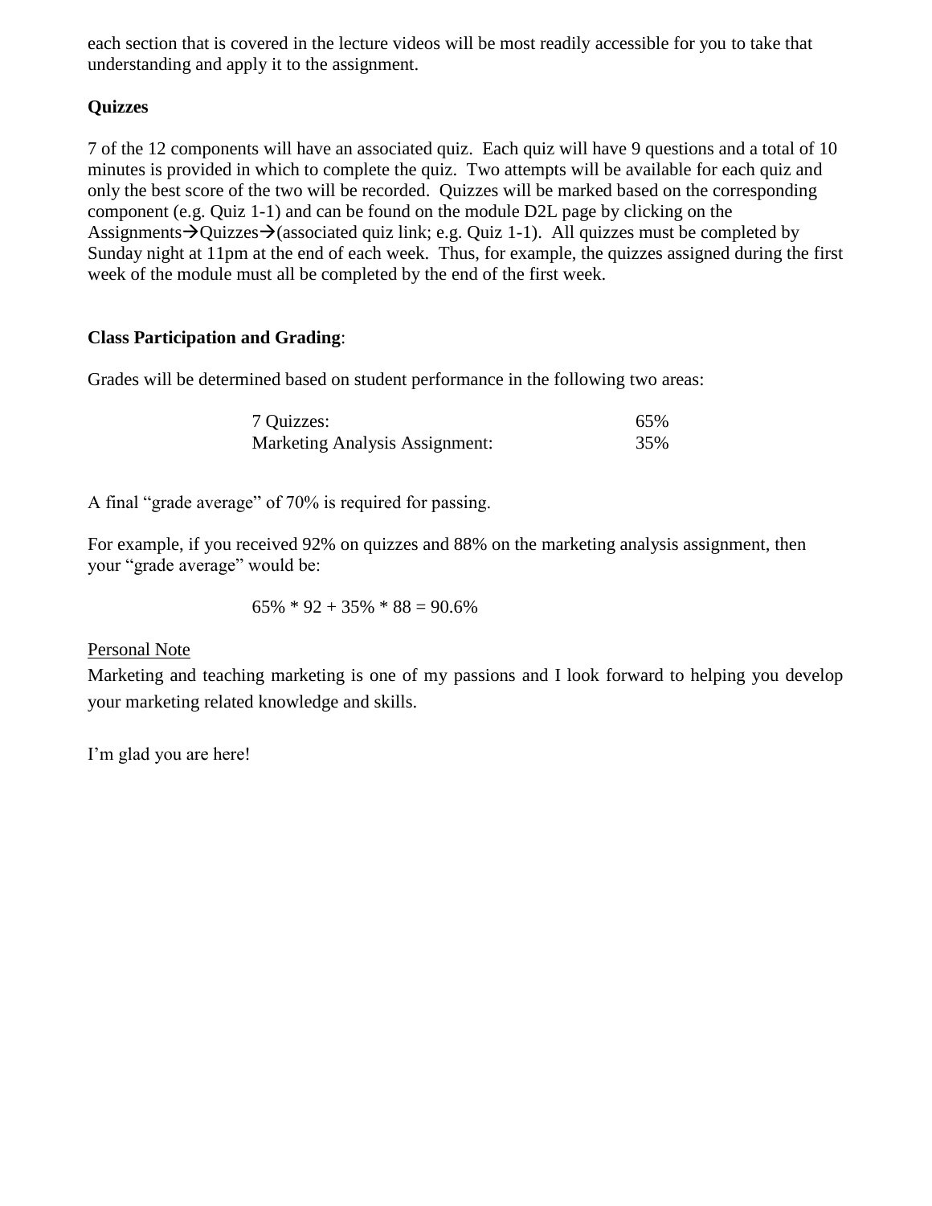each section that is covered in the lecture videos will be most readily accessible for you to take that understanding and apply it to the assignment.

**Quizzes**

7 of the 12 components will have an associated quiz. Each quiz will have 9 questions and a total of 10 minutes is provided in which to complete the quiz. Two attempts will be available for each quiz and only the best score of the two will be recorded. Quizzes will be marked based on the corresponding component (e.g. Quiz 1-1) and can be found on the module D2L page by clicking on the Assignments→Quizzes→(associated quiz link; e.g. Quiz 1-1). All quizzes must be completed by Sunday night at 11pm at the end of each week. Thus, for example, the quizzes assigned during the first week of the module must all be completed by the end of the first week.

**Class Participation and Grading**:

Grades will be determined based on student performance in the following two areas:

| | |
|---|---|
| 7 Quizzes: | 65% |
| Marketing Analysis Assignment: | 35% |

A final "grade average" of 70% is required for passing.

For example, if you received 92% on quizzes and 88% on the marketing analysis assignment, then your "grade average" would be:

$$65\% * 92 + 35\% * 88 = 90.6\%$$

<u>Personal Note</u>

Marketing and teaching marketing is one of my passions and I look forward to helping you develop your marketing related knowledge and skills.

I'm glad you are here!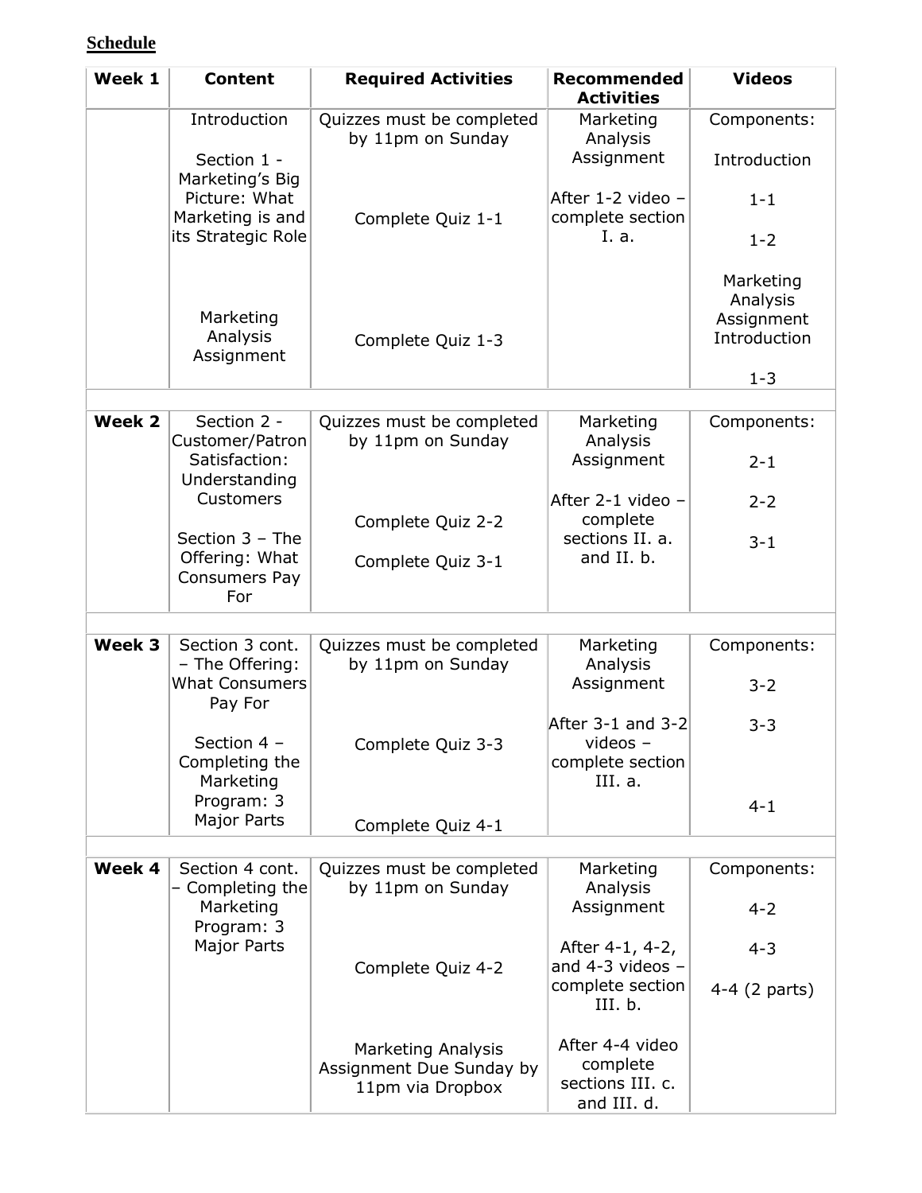**Schedule**

| Week 1 | Content | Required Activities | Recommended Activities | Videos |
|---|---|---|---|---|
| | Introduction<br><br>Section 1 - Marketing's Big Picture: What Marketing is and its Strategic Role<br><br>Marketing Analysis Assignment | Quizzes must be completed by 11pm on Sunday<br><br>Complete Quiz 1-1<br><br>Complete Quiz 1-3 | Marketing Analysis Assignment<br><br>After 1-2 video – complete section I. a. | Components:<br><br>Introduction<br><br>1-1<br><br>1-2<br><br>Marketing Analysis Assignment Introduction<br><br>1-3 |
| | | | | |
| **Week 2** | Section 2 - Customer/Patron Satisfaction: Understanding Customers<br><br>Section 3 – The Offering: What Consumers Pay For | Quizzes must be completed by 11pm on Sunday<br><br>Complete Quiz 2-2<br><br>Complete Quiz 3-1 | Marketing Analysis Assignment<br><br>After 2-1 video – complete sections II. a. and II. b. | Components:<br><br>2-1<br><br>2-2<br><br>3-1 |
| | | | | |
| **Week 3** | Section 3 cont. – The Offering: What Consumers Pay For<br><br>Section 4 – Completing the Marketing Program: 3 Major Parts | Quizzes must be completed by 11pm on Sunday<br><br>Complete Quiz 3-3<br><br>Complete Quiz 4-1 | Marketing Analysis Assignment<br><br>After 3-1 and 3-2 videos – complete section III. a. | Components:<br><br>3-2<br><br>3-3<br><br>4-1 |
| | | | | |
| **Week 4** | Section 4 cont. – Completing the Marketing Program: 3 Major Parts | Quizzes must be completed by 11pm on Sunday<br><br>Complete Quiz 4-2<br><br>Marketing Analysis Assignment Due Sunday by 11pm via Dropbox | Marketing Analysis Assignment<br><br>After 4-1, 4-2, and 4-3 videos – complete section III. b.<br><br>After 4-4 video complete sections III. c. and III. d. | Components:<br><br>4-2<br><br>4-3<br><br>4-4 (2 parts) |